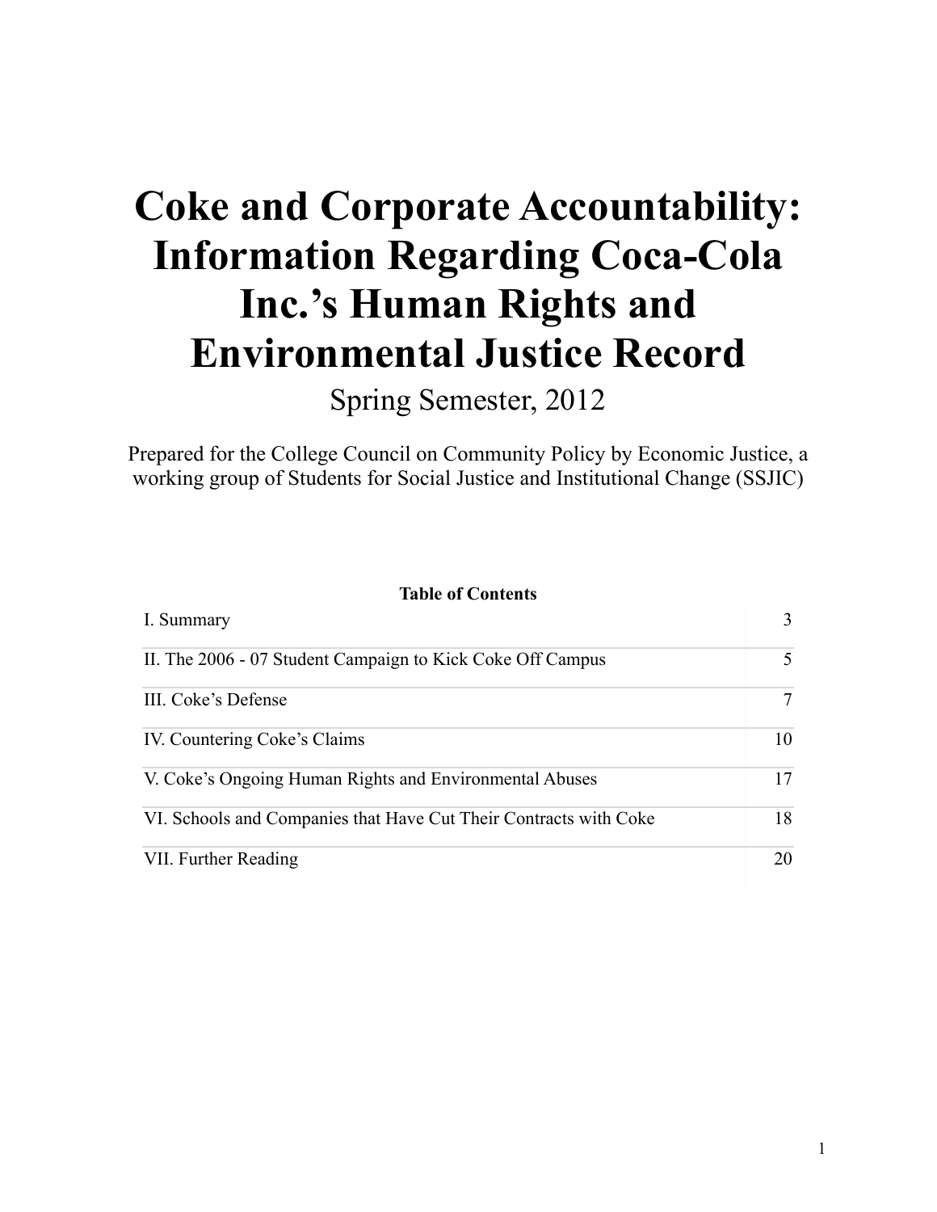# Coke and Corporate Accountability: Information Regarding Coca-Cola Inc.'s Human Rights and Environmental Justice Record

Spring Semester, 2012

Prepared for the College Council on Community Policy by Economic Justice, a working group of Students for Social Justice and Institutional Change (SSJIC)

**Table of Contents**

| | |
|---|---|
| I. Summary | 3 |
| II. The 2006 - 07 Student Campaign to Kick Coke Off Campus | 5 |
| III. Coke's Defense | 7 |
| IV. Countering Coke's Claims | 10 |
| V. Coke's Ongoing Human Rights and Environmental Abuses | 17 |
| VI. Schools and Companies that Have Cut Their Contracts with Coke | 18 |
| VII. Further Reading | 20 |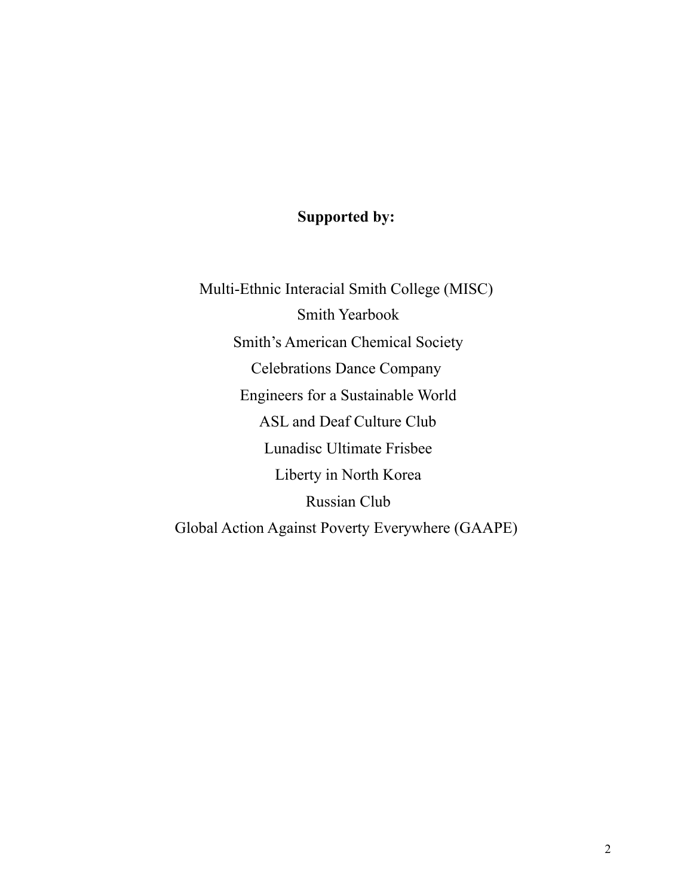**Supported by:**

Multi-Ethnic Interacial Smith College (MISC)

Smith Yearbook

Smith's American Chemical Society

Celebrations Dance Company

Engineers for a Sustainable World

ASL and Deaf Culture Club

Lunadisc Ultimate Frisbee

Liberty in North Korea

Russian Club

Global Action Against Poverty Everywhere (GAAPE)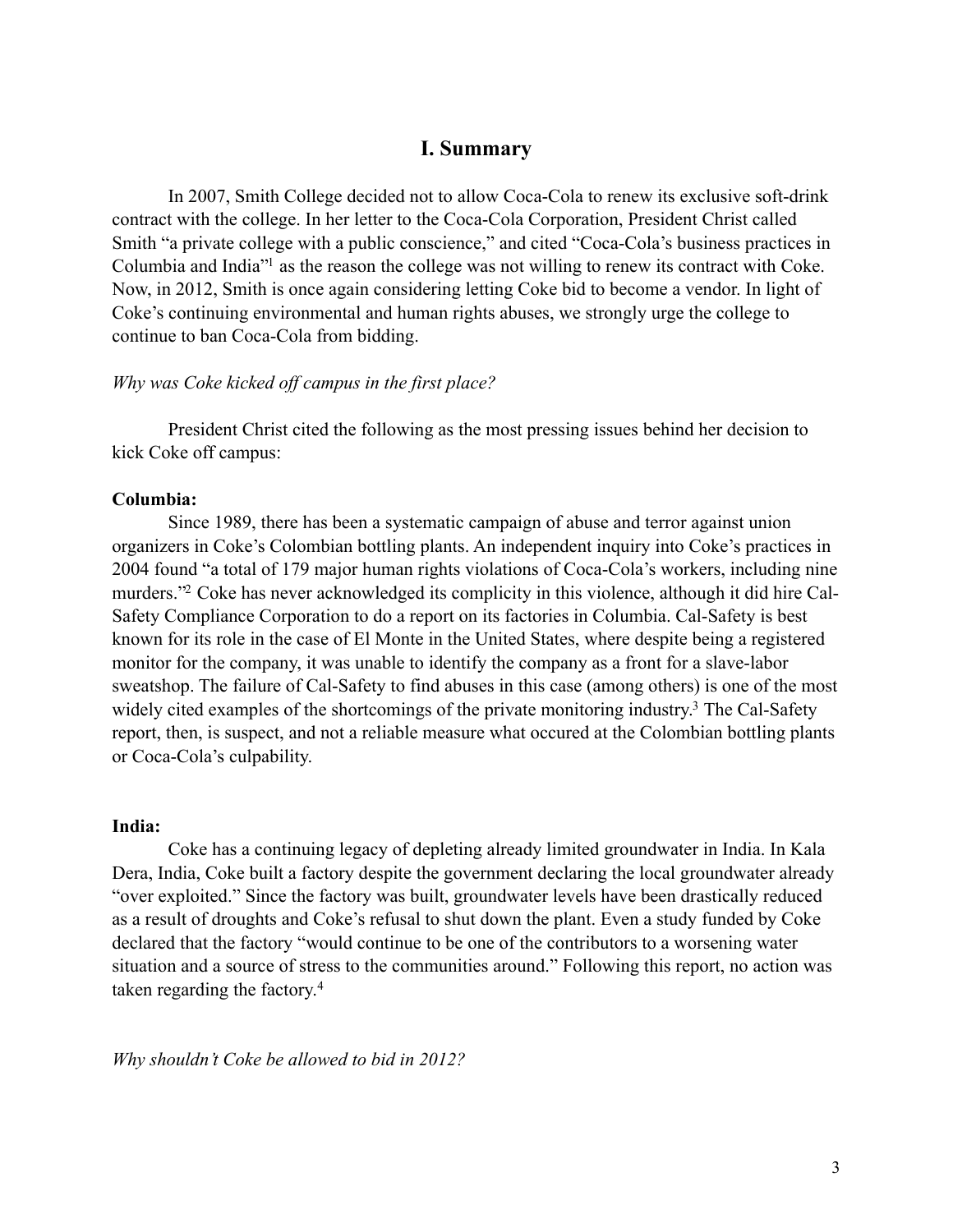## I. Summary

In 2007, Smith College decided not to allow Coca-Cola to renew its exclusive soft-drink contract with the college. In her letter to the Coca-Cola Corporation, President Christ called Smith "a private college with a public conscience," and cited "Coca-Cola's business practices in Columbia and India"[1] as the reason the college was not willing to renew its contract with Coke. Now, in 2012, Smith is once again considering letting Coke bid to become a vendor. In light of Coke's continuing environmental and human rights abuses, we strongly urge the college to continue to ban Coca-Cola from bidding.

*Why was Coke kicked off campus in the first place?*

President Christ cited the following as the most pressing issues behind her decision to kick Coke off campus:

**Columbia:**

Since 1989, there has been a systematic campaign of abuse and terror against union organizers in Coke's Colombian bottling plants. An independent inquiry into Coke's practices in 2004 found "a total of 179 major human rights violations of Coca-Cola's workers, including nine murders."[2] Coke has never acknowledged its complicity in this violence, although it did hire Cal-Safety Compliance Corporation to do a report on its factories in Columbia. Cal-Safety is best known for its role in the case of El Monte in the United States, where despite being a registered monitor for the company, it was unable to identify the company as a front for a slave-labor sweatshop. The failure of Cal-Safety to find abuses in this case (among others) is one of the most widely cited examples of the shortcomings of the private monitoring industry.[3] The Cal-Safety report, then, is suspect, and not a reliable measure what occured at the Colombian bottling plants or Coca-Cola's culpability.

**India:**

Coke has a continuing legacy of depleting already limited groundwater in India. In Kala Dera, India, Coke built a factory despite the government declaring the local groundwater already "over exploited." Since the factory was built, groundwater levels have been drastically reduced as a result of droughts and Coke's refusal to shut down the plant. Even a study funded by Coke declared that the factory "would continue to be one of the contributors to a worsening water situation and a source of stress to the communities around." Following this report, no action was taken regarding the factory.[4]

*Why shouldn't Coke be allowed to bid in 2012?*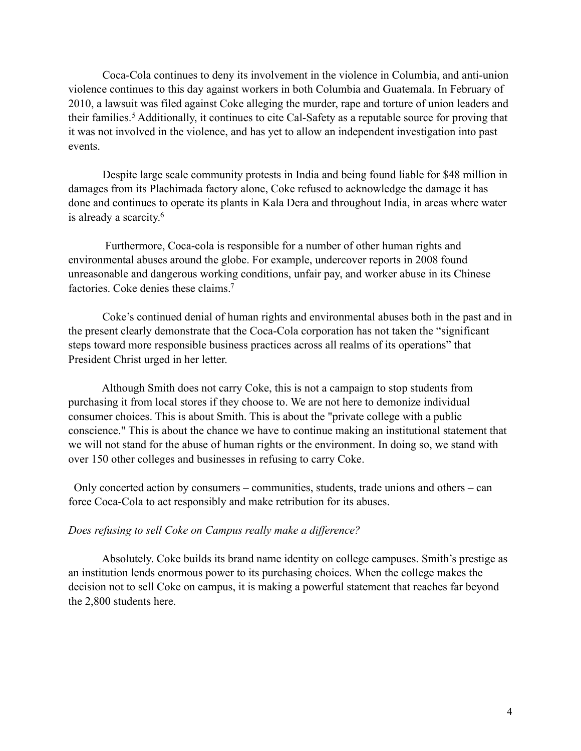Coca-Cola continues to deny its involvement in the violence in Columbia, and anti-union violence continues to this day against workers in both Columbia and Guatemala. In February of 2010, a lawsuit was filed against Coke alleging the murder, rape and torture of union leaders and their families.[5] Additionally, it continues to cite Cal-Safety as a reputable source for proving that it was not involved in the violence, and has yet to allow an independent investigation into past events.

Despite large scale community protests in India and being found liable for $48 million in damages from its Plachimada factory alone, Coke refused to acknowledge the damage it has done and continues to operate its plants in Kala Dera and throughout India, in areas where water is already a scarcity.[6]

Furthermore, Coca-cola is responsible for a number of other human rights and environmental abuses around the globe. For example, undercover reports in 2008 found unreasonable and dangerous working conditions, unfair pay, and worker abuse in its Chinese factories. Coke denies these claims.[7]

Coke's continued denial of human rights and environmental abuses both in the past and in the present clearly demonstrate that the Coca-Cola corporation has not taken the "significant steps toward more responsible business practices across all realms of its operations" that President Christ urged in her letter.

Although Smith does not carry Coke, this is not a campaign to stop students from purchasing it from local stores if they choose to. We are not here to demonize individual consumer choices. This is about Smith. This is about the "private college with a public conscience." This is about the chance we have to continue making an institutional statement that we will not stand for the abuse of human rights or the environment. In doing so, we stand with over 150 other colleges and businesses in refusing to carry Coke.

Only concerted action by consumers – communities, students, trade unions and others – can force Coca-Cola to act responsibly and make retribution for its abuses.

*Does refusing to sell Coke on Campus really make a difference?*

Absolutely. Coke builds its brand name identity on college campuses. Smith's prestige as an institution lends enormous power to its purchasing choices. When the college makes the decision not to sell Coke on campus, it is making a powerful statement that reaches far beyond the 2,800 students here.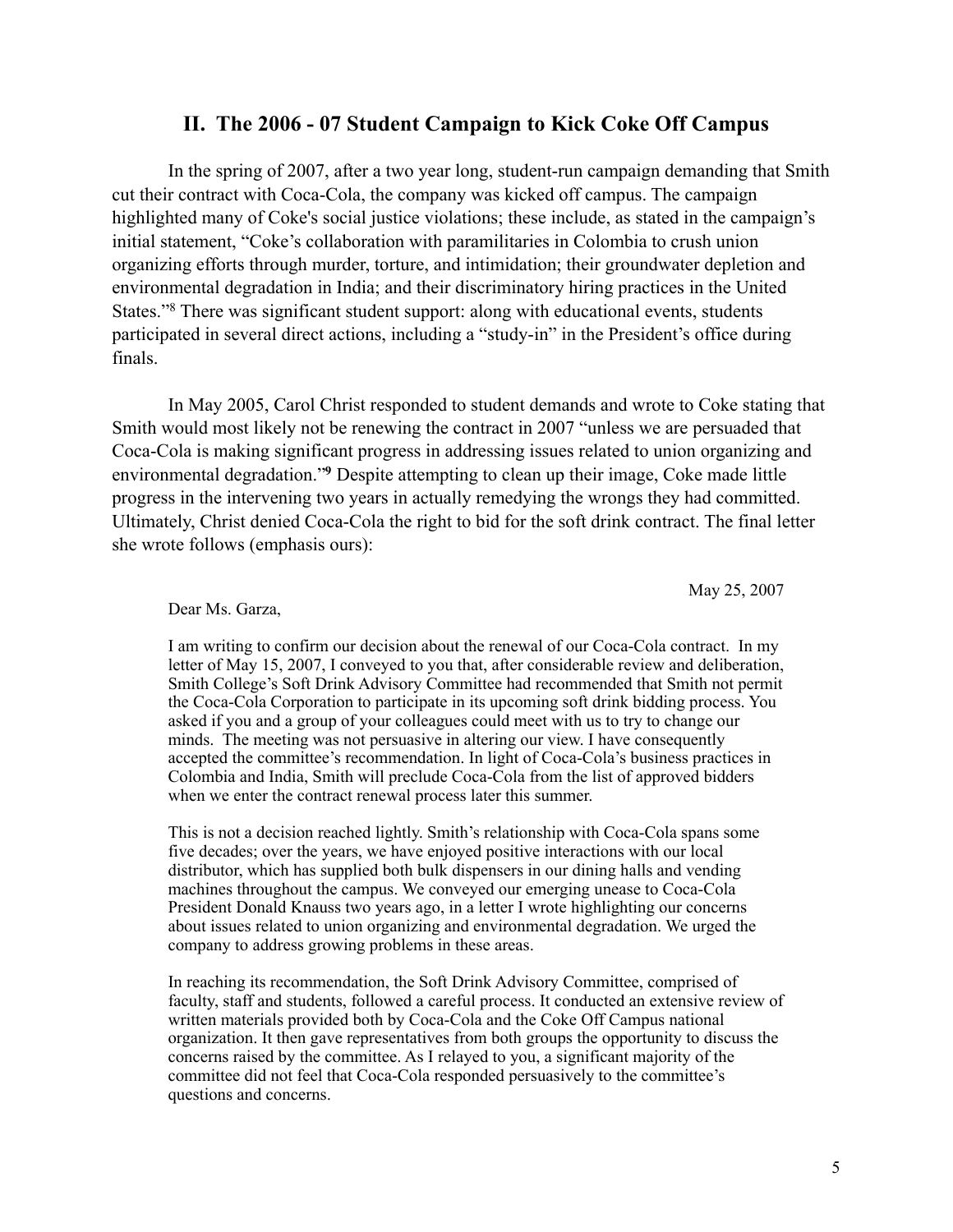## II. The 2006 - 07 Student Campaign to Kick Coke Off Campus

In the spring of 2007, after a two year long, student-run campaign demanding that Smith cut their contract with Coca-Cola, the company was kicked off campus. The campaign highlighted many of Coke's social justice violations; these include, as stated in the campaign's initial statement, "Coke's collaboration with paramilitaries in Colombia to crush union organizing efforts through murder, torture, and intimidation; their groundwater depletion and environmental degradation in India; and their discriminatory hiring practices in the United States."[8] There was significant student support: along with educational events, students participated in several direct actions, including a "study-in" in the President's office during finals.

In May 2005, Carol Christ responded to student demands and wrote to Coke stating that Smith would most likely not be renewing the contract in 2007 "unless we are persuaded that Coca-Cola is making significant progress in addressing issues related to union organizing and environmental degradation."[9] Despite attempting to clean up their image, Coke made little progress in the intervening two years in actually remedying the wrongs they had committed. Ultimately, Christ denied Coca-Cola the right to bid for the soft drink contract. The final letter she wrote follows (emphasis ours):

> May 25, 2007
>
> Dear Ms. Garza,
>
> I am writing to confirm our decision about the renewal of our Coca-Cola contract. In my letter of May 15, 2007, I conveyed to you that, after considerable review and deliberation, Smith College's Soft Drink Advisory Committee had recommended that Smith not permit the Coca-Cola Corporation to participate in its upcoming soft drink bidding process. You asked if you and a group of your colleagues could meet with us to try to change our minds. The meeting was not persuasive in altering our view. I have consequently accepted the committee's recommendation. In light of Coca-Cola's business practices in Colombia and India, Smith will preclude Coca-Cola from the list of approved bidders when we enter the contract renewal process later this summer.
>
> This is not a decision reached lightly. Smith's relationship with Coca-Cola spans some five decades; over the years, we have enjoyed positive interactions with our local distributor, which has supplied both bulk dispensers in our dining halls and vending machines throughout the campus. We conveyed our emerging unease to Coca-Cola President Donald Knauss two years ago, in a letter I wrote highlighting our concerns about issues related to union organizing and environmental degradation. We urged the company to address growing problems in these areas.
>
> In reaching its recommendation, the Soft Drink Advisory Committee, comprised of faculty, staff and students, followed a careful process. It conducted an extensive review of written materials provided both by Coca-Cola and the Coke Off Campus national organization. It then gave representatives from both groups the opportunity to discuss the concerns raised by the committee. As I relayed to you, a significant majority of the committee did not feel that Coca-Cola responded persuasively to the committee's questions and concerns.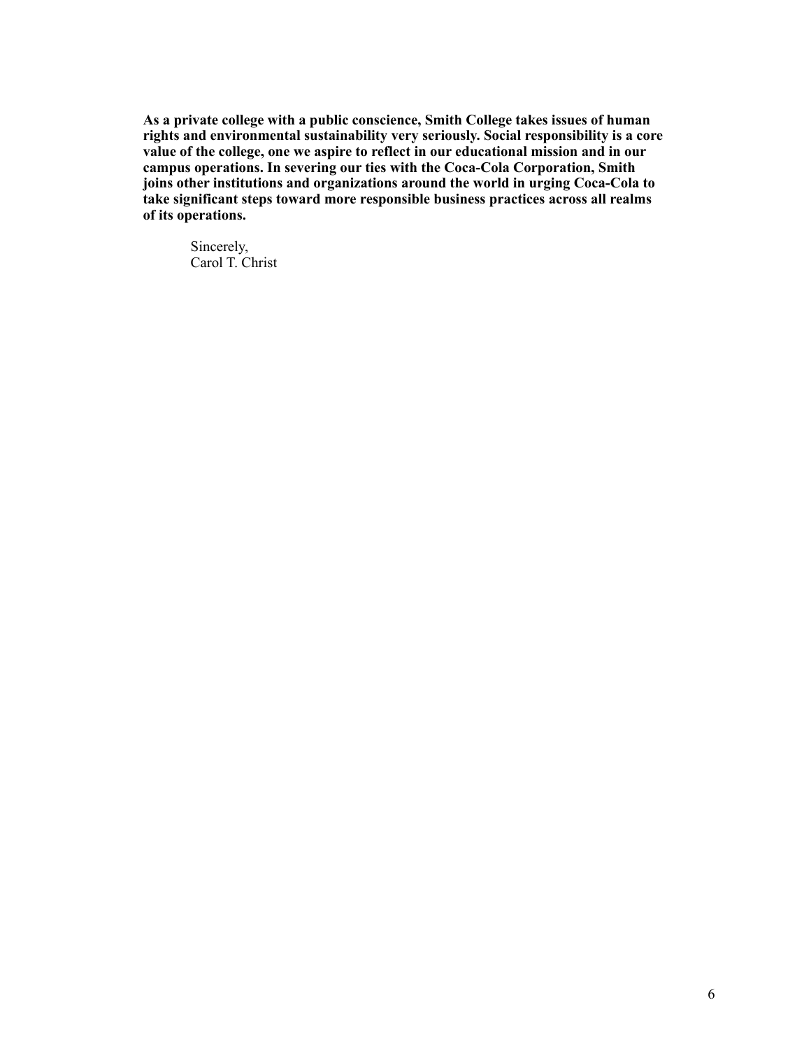**As a private college with a public conscience, Smith College takes issues of human rights and environmental sustainability very seriously. Social responsibility is a core value of the college, one we aspire to reflect in our educational mission and in our campus operations. In severing our ties with the Coca-Cola Corporation, Smith joins other institutions and organizations around the world in urging Coca-Cola to take significant steps toward more responsible business practices across all realms of its operations.**

Sincerely,
Carol T. Christ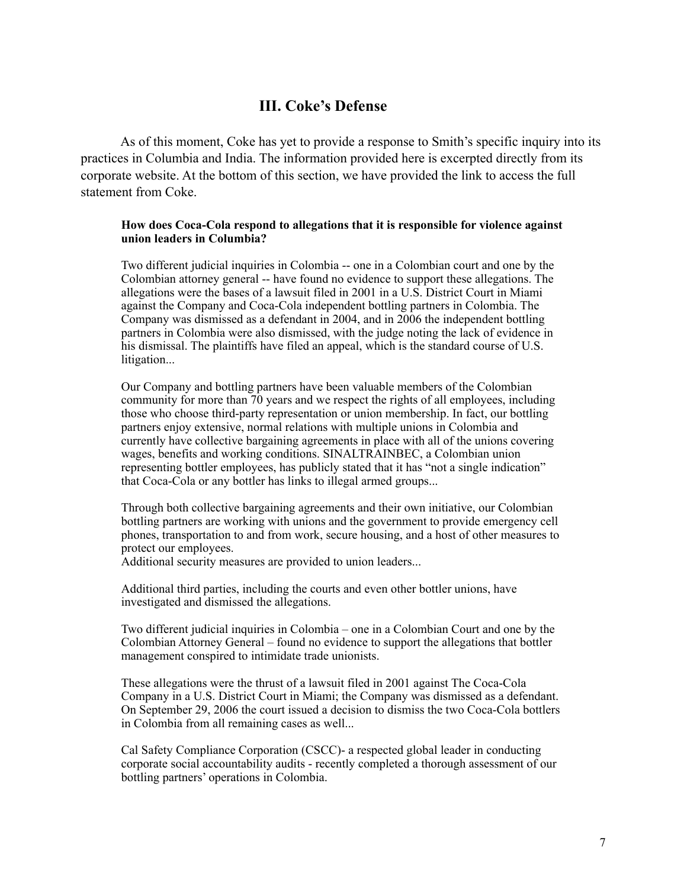## III. Coke's Defense

As of this moment, Coke has yet to provide a response to Smith's specific inquiry into its practices in Columbia and India. The information provided here is excerpted directly from its corporate website. At the bottom of this section, we have provided the link to access the full statement from Coke.

> **How does Coca-Cola respond to allegations that it is responsible for violence against union leaders in Columbia?**
>
> Two different judicial inquiries in Colombia -- one in a Colombian court and one by the Colombian attorney general -- have found no evidence to support these allegations. The allegations were the bases of a lawsuit filed in 2001 in a U.S. District Court in Miami against the Company and Coca-Cola independent bottling partners in Colombia. The Company was dismissed as a defendant in 2004, and in 2006 the independent bottling partners in Colombia were also dismissed, with the judge noting the lack of evidence in his dismissal. The plaintiffs have filed an appeal, which is the standard course of U.S. litigation...
>
> Our Company and bottling partners have been valuable members of the Colombian community for more than 70 years and we respect the rights of all employees, including those who choose third-party representation or union membership. In fact, our bottling partners enjoy extensive, normal relations with multiple unions in Colombia and currently have collective bargaining agreements in place with all of the unions covering wages, benefits and working conditions. SINALTRAINBEC, a Colombian union representing bottler employees, has publicly stated that it has "not a single indication" that Coca-Cola or any bottler has links to illegal armed groups...
>
> Through both collective bargaining agreements and their own initiative, our Colombian bottling partners are working with unions and the government to provide emergency cell phones, transportation to and from work, secure housing, and a host of other measures to protect our employees.
> Additional security measures are provided to union leaders...
>
> Additional third parties, including the courts and even other bottler unions, have investigated and dismissed the allegations.
>
> Two different judicial inquiries in Colombia – one in a Colombian Court and one by the Colombian Attorney General – found no evidence to support the allegations that bottler management conspired to intimidate trade unionists.
>
> These allegations were the thrust of a lawsuit filed in 2001 against The Coca-Cola Company in a U.S. District Court in Miami; the Company was dismissed as a defendant. On September 29, 2006 the court issued a decision to dismiss the two Coca-Cola bottlers in Colombia from all remaining cases as well...
>
> Cal Safety Compliance Corporation (CSCC)- a respected global leader in conducting corporate social accountability audits - recently completed a thorough assessment of our bottling partners' operations in Colombia.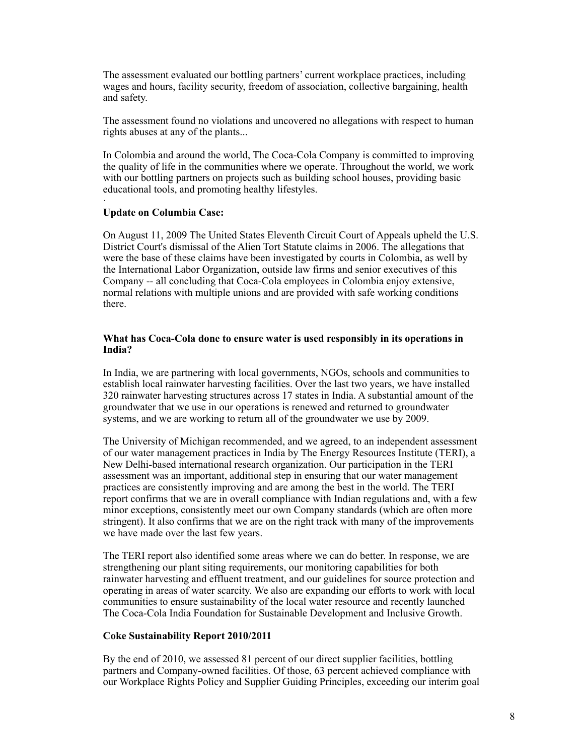The assessment evaluated our bottling partners' current workplace practices, including wages and hours, facility security, freedom of association, collective bargaining, health and safety.

The assessment found no violations and uncovered no allegations with respect to human rights abuses at any of the plants...

In Colombia and around the world, The Coca-Cola Company is committed to improving the quality of life in the communities where we operate. Throughout the world, we work with our bottling partners on projects such as building school houses, providing basic educational tools, and promoting healthy lifestyles.

·

**Update on Columbia Case:**

On August 11, 2009 The United States Eleventh Circuit Court of Appeals upheld the U.S. District Court's dismissal of the Alien Tort Statute claims in 2006. The allegations that were the base of these claims have been investigated by courts in Colombia, as well by the International Labor Organization, outside law firms and senior executives of this Company -- all concluding that Coca-Cola employees in Colombia enjoy extensive, normal relations with multiple unions and are provided with safe working conditions there.

**What has Coca-Cola done to ensure water is used responsibly in its operations in India?**

In India, we are partnering with local governments, NGOs, schools and communities to establish local rainwater harvesting facilities. Over the last two years, we have installed 320 rainwater harvesting structures across 17 states in India. A substantial amount of the groundwater that we use in our operations is renewed and returned to groundwater systems, and we are working to return all of the groundwater we use by 2009.

The University of Michigan recommended, and we agreed, to an independent assessment of our water management practices in India by The Energy Resources Institute (TERI), a New Delhi-based international research organization. Our participation in the TERI assessment was an important, additional step in ensuring that our water management practices are consistently improving and are among the best in the world. The TERI report confirms that we are in overall compliance with Indian regulations and, with a few minor exceptions, consistently meet our own Company standards (which are often more stringent). It also confirms that we are on the right track with many of the improvements we have made over the last few years.

The TERI report also identified some areas where we can do better. In response, we are strengthening our plant siting requirements, our monitoring capabilities for both rainwater harvesting and effluent treatment, and our guidelines for source protection and operating in areas of water scarcity. We also are expanding our efforts to work with local communities to ensure sustainability of the local water resource and recently launched The Coca-Cola India Foundation for Sustainable Development and Inclusive Growth.

**Coke Sustainability Report 2010/2011**

By the end of 2010, we assessed 81 percent of our direct supplier facilities, bottling partners and Company-owned facilities. Of those, 63 percent achieved compliance with our Workplace Rights Policy and Supplier Guiding Principles, exceeding our interim goal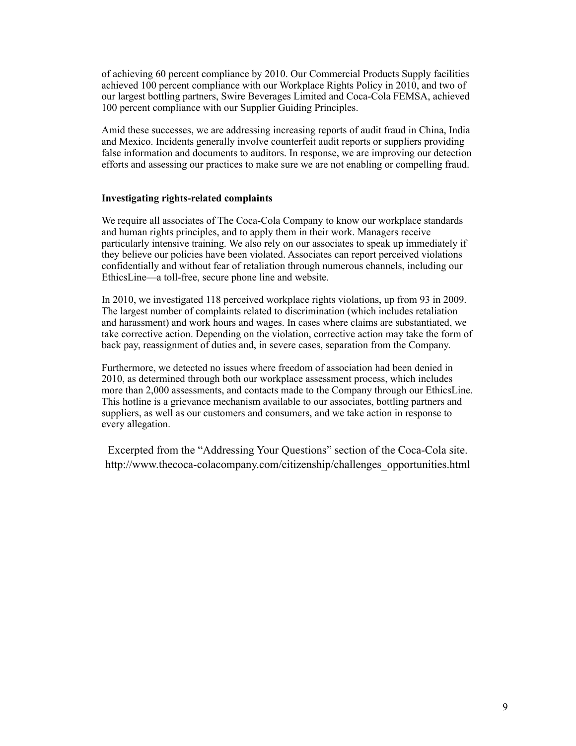of achieving 60 percent compliance by 2010. Our Commercial Products Supply facilities achieved 100 percent compliance with our Workplace Rights Policy in 2010, and two of our largest bottling partners, Swire Beverages Limited and Coca-Cola FEMSA, achieved 100 percent compliance with our Supplier Guiding Principles.

Amid these successes, we are addressing increasing reports of audit fraud in China, India and Mexico. Incidents generally involve counterfeit audit reports or suppliers providing false information and documents to auditors. In response, we are improving our detection efforts and assessing our practices to make sure we are not enabling or compelling fraud.

**Investigating rights-related complaints**

We require all associates of The Coca-Cola Company to know our workplace standards and human rights principles, and to apply them in their work. Managers receive particularly intensive training. We also rely on our associates to speak up immediately if they believe our policies have been violated. Associates can report perceived violations confidentially and without fear of retaliation through numerous channels, including our EthicsLine—a toll-free, secure phone line and website.

In 2010, we investigated 118 perceived workplace rights violations, up from 93 in 2009. The largest number of complaints related to discrimination (which includes retaliation and harassment) and work hours and wages. In cases where claims are substantiated, we take corrective action. Depending on the violation, corrective action may take the form of back pay, reassignment of duties and, in severe cases, separation from the Company.

Furthermore, we detected no issues where freedom of association had been denied in 2010, as determined through both our workplace assessment process, which includes more than 2,000 assessments, and contacts made to the Company through our EthicsLine. This hotline is a grievance mechanism available to our associates, bottling partners and suppliers, as well as our customers and consumers, and we take action in response to every allegation.

Excerpted from the "Addressing Your Questions" section of the Coca-Cola site.
http://www.thecoca-colacompany.com/citizenship/challenges_opportunities.html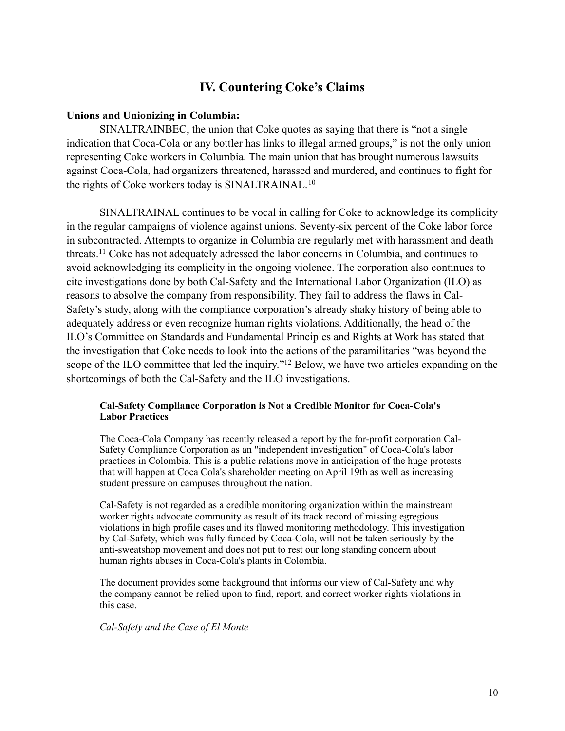## IV. Countering Coke's Claims

**Unions and Unionizing in Columbia:**

SINALTRAINBEC, the union that Coke quotes as saying that there is "not a single indication that Coca-Cola or any bottler has links to illegal armed groups," is not the only union representing Coke workers in Columbia. The main union that has brought numerous lawsuits against Coca-Cola, had organizers threatened, harassed and murdered, and continues to fight for the rights of Coke workers today is SINALTRAINAL.[10]

SINALTRAINAL continues to be vocal in calling for Coke to acknowledge its complicity in the regular campaigns of violence against unions. Seventy-six percent of the Coke labor force in subcontracted. Attempts to organize in Columbia are regularly met with harassment and death threats.[11] Coke has not adequately adressed the labor concerns in Columbia, and continues to avoid acknowledging its complicity in the ongoing violence. The corporation also continues to cite investigations done by both Cal-Safety and the International Labor Organization (ILO) as reasons to absolve the company from responsibility. They fail to address the flaws in Cal-Safety's study, along with the compliance corporation's already shaky history of being able to adequately address or even recognize human rights violations. Additionally, the head of the ILO's Committee on Standards and Fundamental Principles and Rights at Work has stated that the investigation that Coke needs to look into the actions of the paramilitaries "was beyond the scope of the ILO committee that led the inquiry."[12] Below, we have two articles expanding on the shortcomings of both the Cal-Safety and the ILO investigations.

> **Cal-Safety Compliance Corporation is Not a Credible Monitor for Coca-Cola's Labor Practices**
>
> The Coca-Cola Company has recently released a report by the for-profit corporation Cal-Safety Compliance Corporation as an "independent investigation" of Coca-Cola's labor practices in Colombia. This is a public relations move in anticipation of the huge protests that will happen at Coca Cola's shareholder meeting on April 19th as well as increasing student pressure on campuses throughout the nation.
>
> Cal-Safety is not regarded as a credible monitoring organization within the mainstream worker rights advocate community as result of its track record of missing egregious violations in high profile cases and its flawed monitoring methodology. This investigation by Cal-Safety, which was fully funded by Coca-Cola, will not be taken seriously by the anti-sweatshop movement and does not put to rest our long standing concern about human rights abuses in Coca-Cola's plants in Colombia.
>
> The document provides some background that informs our view of Cal-Safety and why the company cannot be relied upon to find, report, and correct worker rights violations in this case.
>
> *Cal-Safety and the Case of El Monte*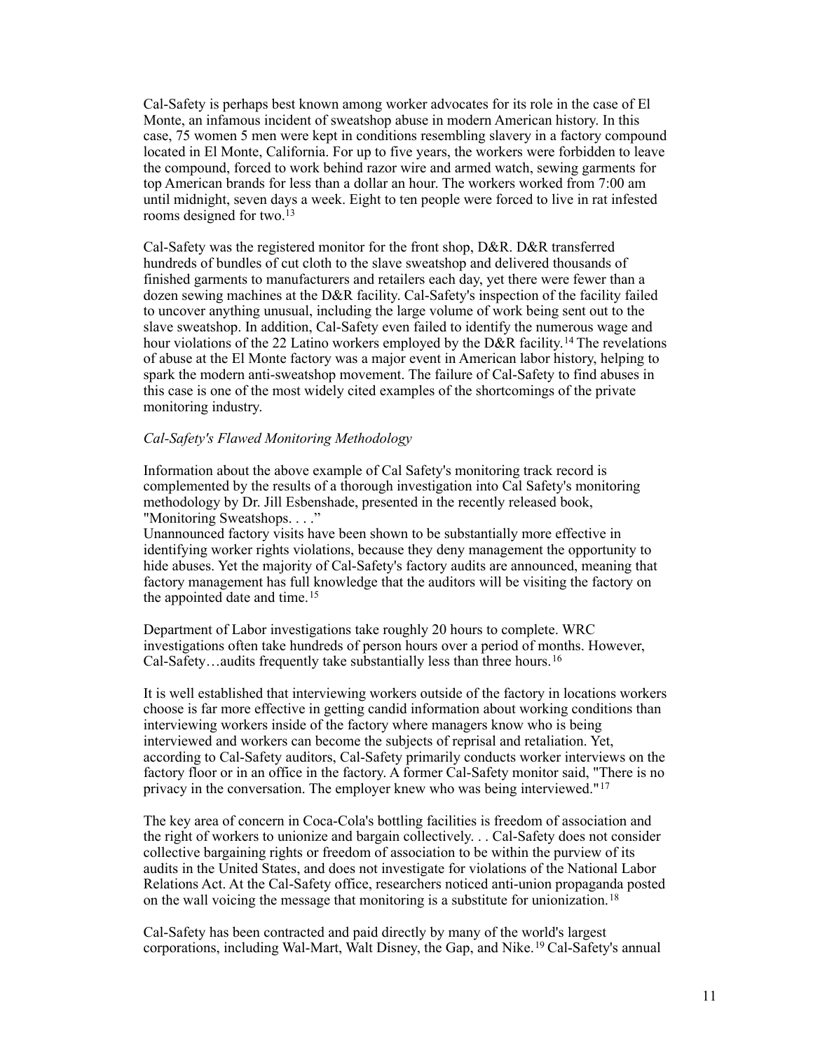Cal-Safety is perhaps best known among worker advocates for its role in the case of El Monte, an infamous incident of sweatshop abuse in modern American history. In this case, 75 women 5 men were kept in conditions resembling slavery in a factory compound located in El Monte, California. For up to five years, the workers were forbidden to leave the compound, forced to work behind razor wire and armed watch, sewing garments for top American brands for less than a dollar an hour. The workers worked from 7:00 am until midnight, seven days a week. Eight to ten people were forced to live in rat infested rooms designed for two.[13]

Cal-Safety was the registered monitor for the front shop, D&R. D&R transferred hundreds of bundles of cut cloth to the slave sweatshop and delivered thousands of finished garments to manufacturers and retailers each day, yet there were fewer than a dozen sewing machines at the D&R facility. Cal-Safety's inspection of the facility failed to uncover anything unusual, including the large volume of work being sent out to the slave sweatshop. In addition, Cal-Safety even failed to identify the numerous wage and hour violations of the 22 Latino workers employed by the D&R facility.[14] The revelations of abuse at the El Monte factory was a major event in American labor history, helping to spark the modern anti-sweatshop movement. The failure of Cal-Safety to find abuses in this case is one of the most widely cited examples of the shortcomings of the private monitoring industry.

*Cal-Safety's Flawed Monitoring Methodology*

Information about the above example of Cal Safety's monitoring track record is complemented by the results of a thorough investigation into Cal Safety's monitoring methodology by Dr. Jill Esbenshade, presented in the recently released book, "Monitoring Sweatshops. . . ."

Unannounced factory visits have been shown to be substantially more effective in identifying worker rights violations, because they deny management the opportunity to hide abuses. Yet the majority of Cal-Safety's factory audits are announced, meaning that factory management has full knowledge that the auditors will be visiting the factory on the appointed date and time.[15]

Department of Labor investigations take roughly 20 hours to complete. WRC investigations often take hundreds of person hours over a period of months. However, Cal-Safety…audits frequently take substantially less than three hours.[16]

It is well established that interviewing workers outside of the factory in locations workers choose is far more effective in getting candid information about working conditions than interviewing workers inside of the factory where managers know who is being interviewed and workers can become the subjects of reprisal and retaliation. Yet, according to Cal-Safety auditors, Cal-Safety primarily conducts worker interviews on the factory floor or in an office in the factory. A former Cal-Safety monitor said, "There is no privacy in the conversation. The employer knew who was being interviewed."[17]

The key area of concern in Coca-Cola's bottling facilities is freedom of association and the right of workers to unionize and bargain collectively. . . Cal-Safety does not consider collective bargaining rights or freedom of association to be within the purview of its audits in the United States, and does not investigate for violations of the National Labor Relations Act. At the Cal-Safety office, researchers noticed anti-union propaganda posted on the wall voicing the message that monitoring is a substitute for unionization.[18]

Cal-Safety has been contracted and paid directly by many of the world's largest corporations, including Wal-Mart, Walt Disney, the Gap, and Nike.[19] Cal-Safety's annual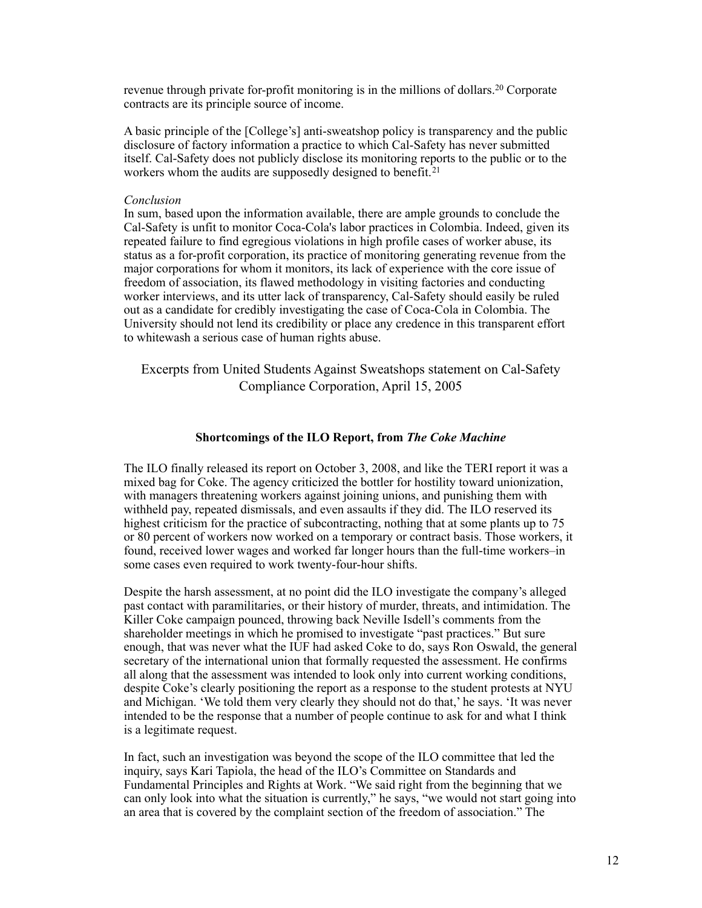revenue through private for-profit monitoring is in the millions of dollars.[20] Corporate contracts are its principle source of income.

A basic principle of the [College's] anti-sweatshop policy is transparency and the public disclosure of factory information a practice to which Cal-Safety has never submitted itself. Cal-Safety does not publicly disclose its monitoring reports to the public or to the workers whom the audits are supposedly designed to benefit.[21]

*Conclusion*
In sum, based upon the information available, there are ample grounds to conclude the Cal-Safety is unfit to monitor Coca-Cola's labor practices in Colombia. Indeed, given its repeated failure to find egregious violations in high profile cases of worker abuse, its status as a for-profit corporation, its practice of monitoring generating revenue from the major corporations for whom it monitors, its lack of experience with the core issue of freedom of association, its flawed methodology in visiting factories and conducting worker interviews, and its utter lack of transparency, Cal-Safety should easily be ruled out as a candidate for credibly investigating the case of Coca-Cola in Colombia. The University should not lend its credibility or place any credence in this transparent effort to whitewash a serious case of human rights abuse.

Excerpts from United Students Against Sweatshops statement on Cal-Safety Compliance Corporation, April 15, 2005

**Shortcomings of the ILO Report, from *The Coke Machine***

The ILO finally released its report on October 3, 2008, and like the TERI report it was a mixed bag for Coke. The agency criticized the bottler for hostility toward unionization, with managers threatening workers against joining unions, and punishing them with withheld pay, repeated dismissals, and even assaults if they did. The ILO reserved its highest criticism for the practice of subcontracting, nothing that at some plants up to 75 or 80 percent of workers now worked on a temporary or contract basis. Those workers, it found, received lower wages and worked far longer hours than the full-time workers–in some cases even required to work twenty-four-hour shifts.

Despite the harsh assessment, at no point did the ILO investigate the company's alleged past contact with paramilitaries, or their history of murder, threats, and intimidation. The Killer Coke campaign pounced, throwing back Neville Isdell's comments from the shareholder meetings in which he promised to investigate "past practices." But sure enough, that was never what the IUF had asked Coke to do, says Ron Oswald, the general secretary of the international union that formally requested the assessment. He confirms all along that the assessment was intended to look only into current working conditions, despite Coke's clearly positioning the report as a response to the student protests at NYU and Michigan. 'We told them very clearly they should not do that,' he says. 'It was never intended to be the response that a number of people continue to ask for and what I think is a legitimate request.

In fact, such an investigation was beyond the scope of the ILO committee that led the inquiry, says Kari Tapiola, the head of the ILO's Committee on Standards and Fundamental Principles and Rights at Work. "We said right from the beginning that we can only look into what the situation is currently," he says, "we would not start going into an area that is covered by the complaint section of the freedom of association." The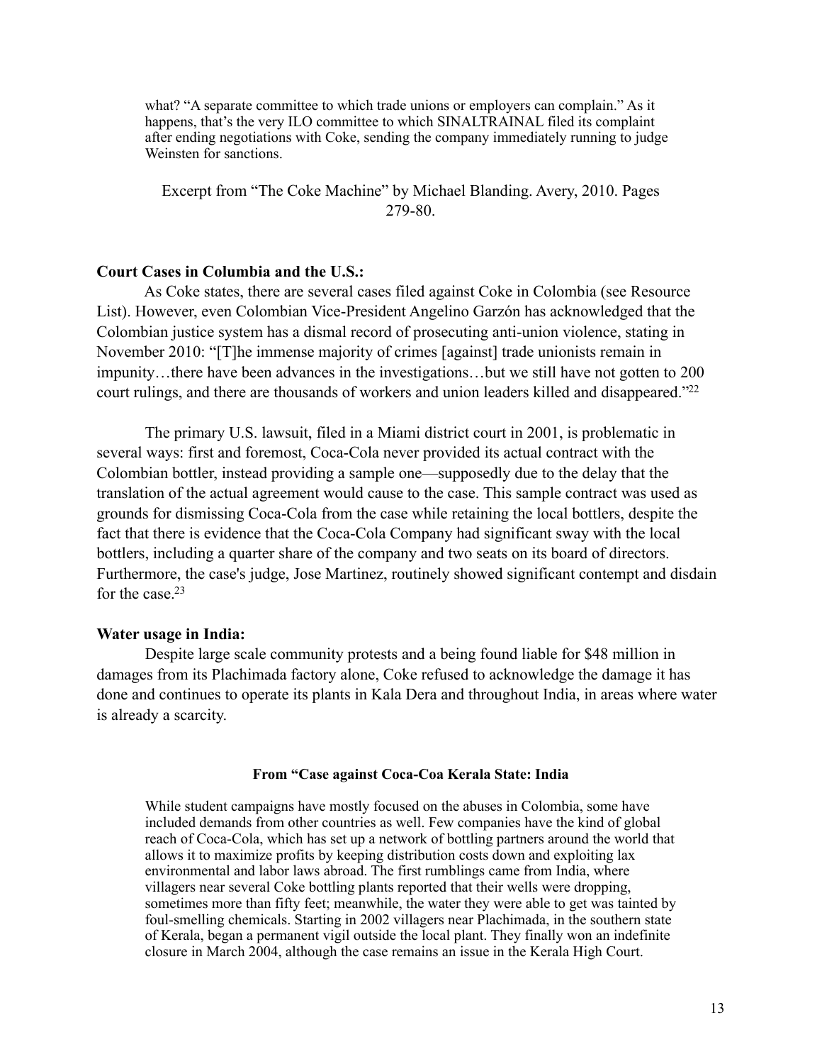> what? "A separate committee to which trade unions or employers can complain." As it happens, that's the very ILO committee to which SINALTRAINAL filed its complaint after ending negotiations with Coke, sending the company immediately running to judge Weinsten for sanctions.

Excerpt from "The Coke Machine" by Michael Blanding. Avery, 2010. Pages 279-80.

**Court Cases in Columbia and the U.S.:**

As Coke states, there are several cases filed against Coke in Colombia (see Resource List). However, even Colombian Vice-President Angelino Garzón has acknowledged that the Colombian justice system has a dismal record of prosecuting anti-union violence, stating in November 2010: "[T]he immense majority of crimes [against] trade unionists remain in impunity…there have been advances in the investigations…but we still have not gotten to 200 court rulings, and there are thousands of workers and union leaders killed and disappeared."[22]

The primary U.S. lawsuit, filed in a Miami district court in 2001, is problematic in several ways: first and foremost, Coca-Cola never provided its actual contract with the Colombian bottler, instead providing a sample one—supposedly due to the delay that the translation of the actual agreement would cause to the case. This sample contract was used as grounds for dismissing Coca-Cola from the case while retaining the local bottlers, despite the fact that there is evidence that the Coca-Cola Company had significant sway with the local bottlers, including a quarter share of the company and two seats on its board of directors. Furthermore, the case's judge, Jose Martinez, routinely showed significant contempt and disdain for the case.[23]

**Water usage in India:**

Despite large scale community protests and a being found liable for $48 million in damages from its Plachimada factory alone, Coke refused to acknowledge the damage it has done and continues to operate its plants in Kala Dera and throughout India, in areas where water is already a scarcity.

**From "Case against Coca-Coa Kerala State: India**

> While student campaigns have mostly focused on the abuses in Colombia, some have included demands from other countries as well. Few companies have the kind of global reach of Coca-Cola, which has set up a network of bottling partners around the world that allows it to maximize profits by keeping distribution costs down and exploiting lax environmental and labor laws abroad. The first rumblings came from India, where villagers near several Coke bottling plants reported that their wells were dropping, sometimes more than fifty feet; meanwhile, the water they were able to get was tainted by foul-smelling chemicals. Starting in 2002 villagers near Plachimada, in the southern state of Kerala, began a permanent vigil outside the local plant. They finally won an indefinite closure in March 2004, although the case remains an issue in the Kerala High Court.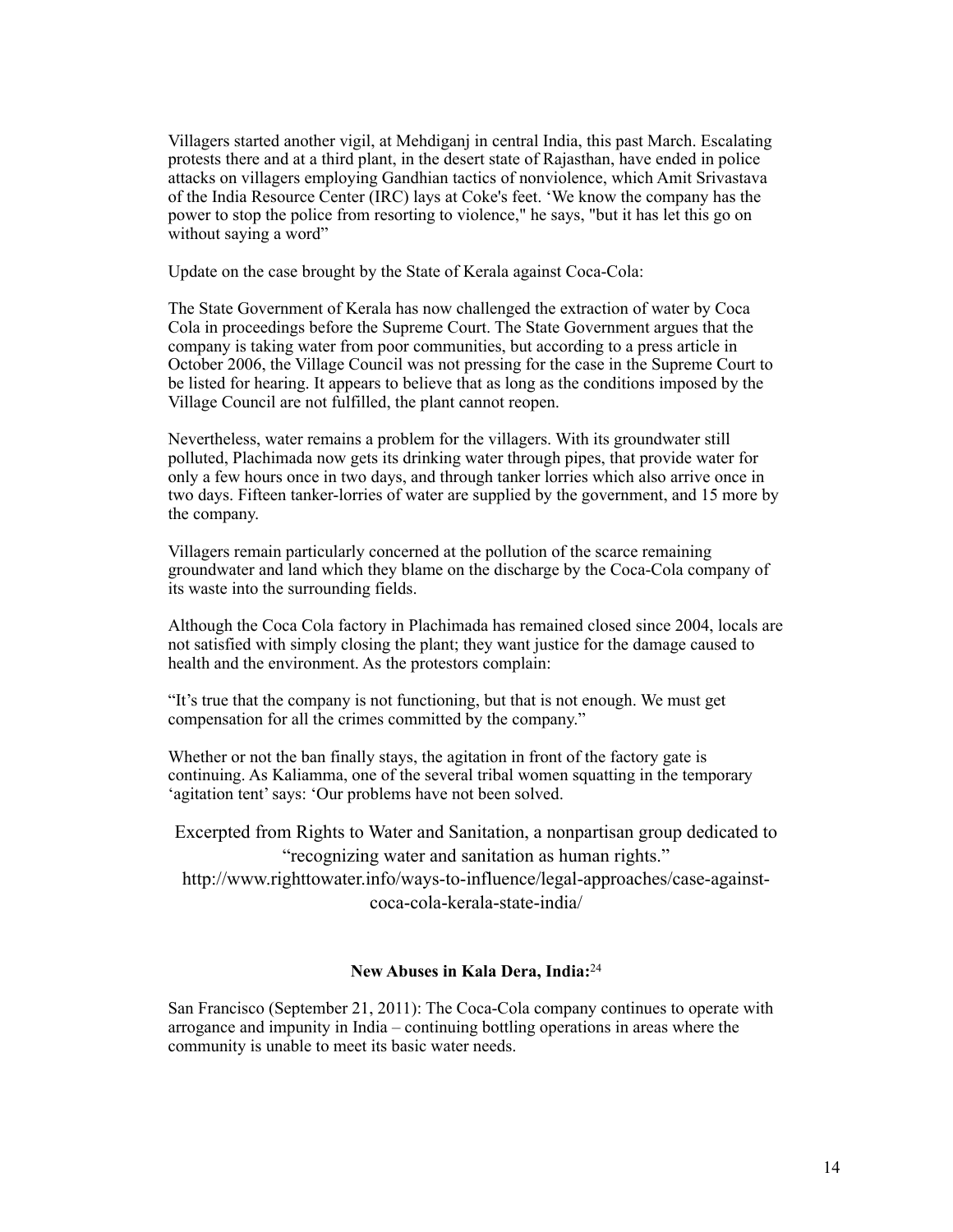Villagers started another vigil, at Mehdiganj in central India, this past March. Escalating protests there and at a third plant, in the desert state of Rajasthan, have ended in police attacks on villagers employing Gandhian tactics of nonviolence, which Amit Srivastava of the India Resource Center (IRC) lays at Coke's feet. 'We know the company has the power to stop the police from resorting to violence," he says, "but it has let this go on without saying a word"

Update on the case brought by the State of Kerala against Coca-Cola:

The State Government of Kerala has now challenged the extraction of water by Coca Cola in proceedings before the Supreme Court. The State Government argues that the company is taking water from poor communities, but according to a press article in October 2006, the Village Council was not pressing for the case in the Supreme Court to be listed for hearing. It appears to believe that as long as the conditions imposed by the Village Council are not fulfilled, the plant cannot reopen.

Nevertheless, water remains a problem for the villagers. With its groundwater still polluted, Plachimada now gets its drinking water through pipes, that provide water for only a few hours once in two days, and through tanker lorries which also arrive once in two days. Fifteen tanker-lorries of water are supplied by the government, and 15 more by the company.

Villagers remain particularly concerned at the pollution of the scarce remaining groundwater and land which they blame on the discharge by the Coca-Cola company of its waste into the surrounding fields.

Although the Coca Cola factory in Plachimada has remained closed since 2004, locals are not satisfied with simply closing the plant; they want justice for the damage caused to health and the environment. As the protestors complain:

"It's true that the company is not functioning, but that is not enough. We must get compensation for all the crimes committed by the company."

Whether or not the ban finally stays, the agitation in front of the factory gate is continuing. As Kaliamma, one of the several tribal women squatting in the temporary 'agitation tent' says: 'Our problems have not been solved.

Excerpted from Rights to Water and Sanitation, a nonpartisan group dedicated to "recognizing water and sanitation as human rights." http://www.righttowater.info/ways-to-influence/legal-approaches/case-against-coca-cola-kerala-state-india/

**New Abuses in Kala Dera, India:**[24]

San Francisco (September 21, 2011): The Coca-Cola company continues to operate with arrogance and impunity in India – continuing bottling operations in areas where the community is unable to meet its basic water needs.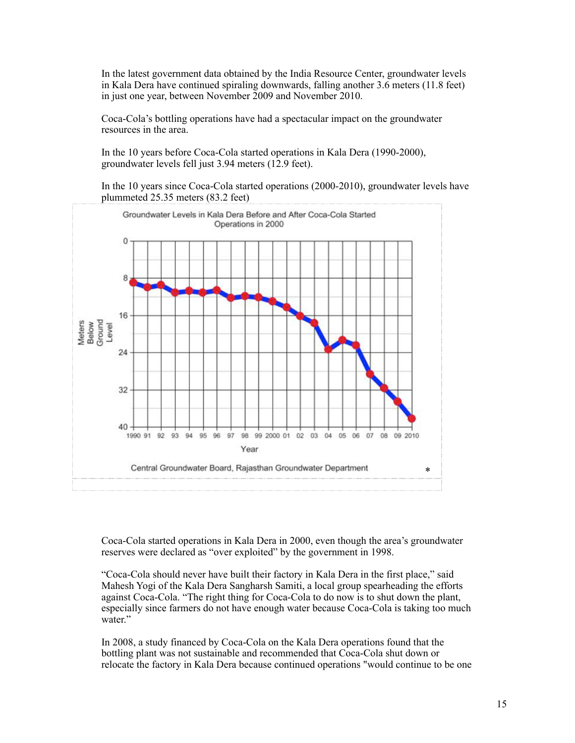In the latest government data obtained by the India Resource Center, groundwater levels in Kala Dera have continued spiraling downwards, falling another 3.6 meters (11.8 feet) in just one year, between November 2009 and November 2010.

Coca-Cola's bottling operations have had a spectacular impact on the groundwater resources in the area.

In the 10 years before Coca-Cola started operations in Kala Dera (1990-2000), groundwater levels fell just 3.94 meters (12.9 feet).

In the 10 years since Coca-Cola started operations (2000-2010), groundwater levels have plummeted 25.35 meters (83.2 feet)

Groundwater Levels in Kala Dera Before and After Coca-Cola Started Operations in 2000

Central Groundwater Board, Rajasthan Groundwater Department

Coca-Cola started operations in Kala Dera in 2000, even though the area's groundwater reserves were declared as "over exploited" by the government in 1998.

"Coca-Cola should never have built their factory in Kala Dera in the first place," said Mahesh Yogi of the Kala Dera Sangharsh Samiti, a local group spearheading the efforts against Coca-Cola. "The right thing for Coca-Cola to do now is to shut down the plant, especially since farmers do not have enough water because Coca-Cola is taking too much water."

In 2008, a study financed by Coca-Cola on the Kala Dera operations found that the bottling plant was not sustainable and recommended that Coca-Cola shut down or relocate the factory in Kala Dera because continued operations "would continue to be one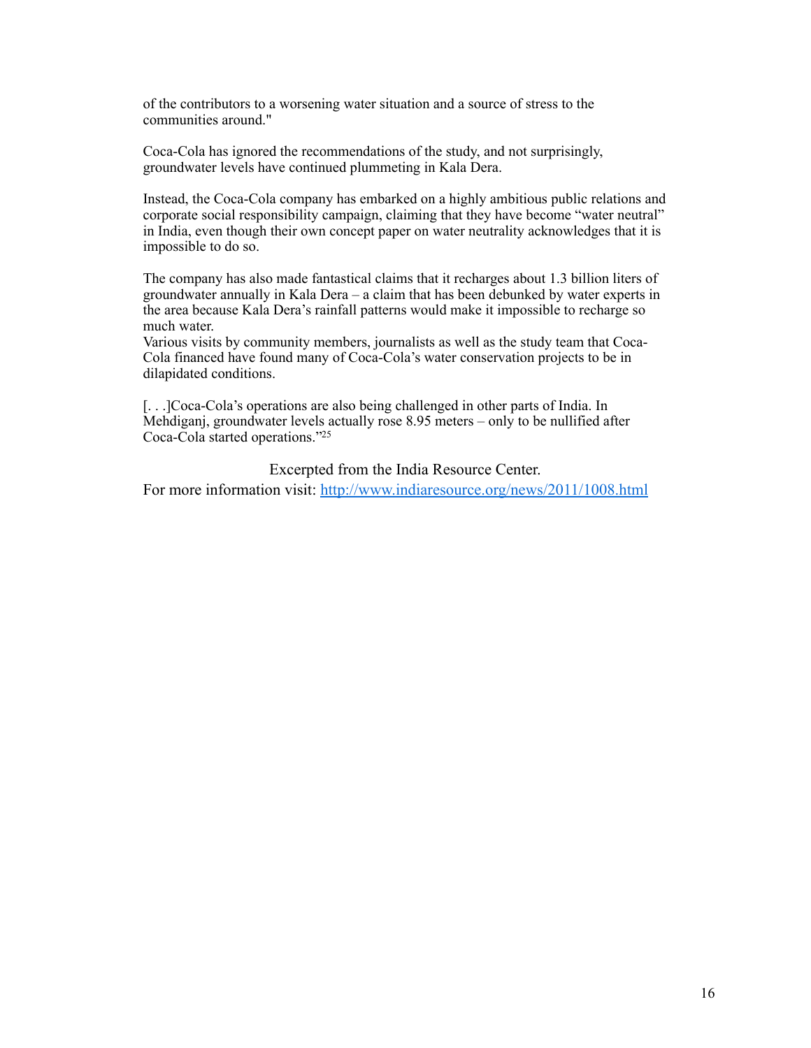of the contributors to a worsening water situation and a source of stress to the communities around."

Coca-Cola has ignored the recommendations of the study, and not surprisingly, groundwater levels have continued plummeting in Kala Dera.

Instead, the Coca-Cola company has embarked on a highly ambitious public relations and corporate social responsibility campaign, claiming that they have become "water neutral" in India, even though their own concept paper on water neutrality acknowledges that it is impossible to do so.

The company has also made fantastical claims that it recharges about 1.3 billion liters of groundwater annually in Kala Dera – a claim that has been debunked by water experts in the area because Kala Dera's rainfall patterns would make it impossible to recharge so much water.
Various visits by community members, journalists as well as the study team that Coca-Cola financed have found many of Coca-Cola's water conservation projects to be in dilapidated conditions.

[. . .]Coca-Cola's operations are also being challenged in other parts of India. In Mehdiganj, groundwater levels actually rose 8.95 meters – only to be nullified after Coca-Cola started operations."[25]

Excerpted from the India Resource Center.
For more information visit: http://www.indiaresource.org/news/2011/1008.html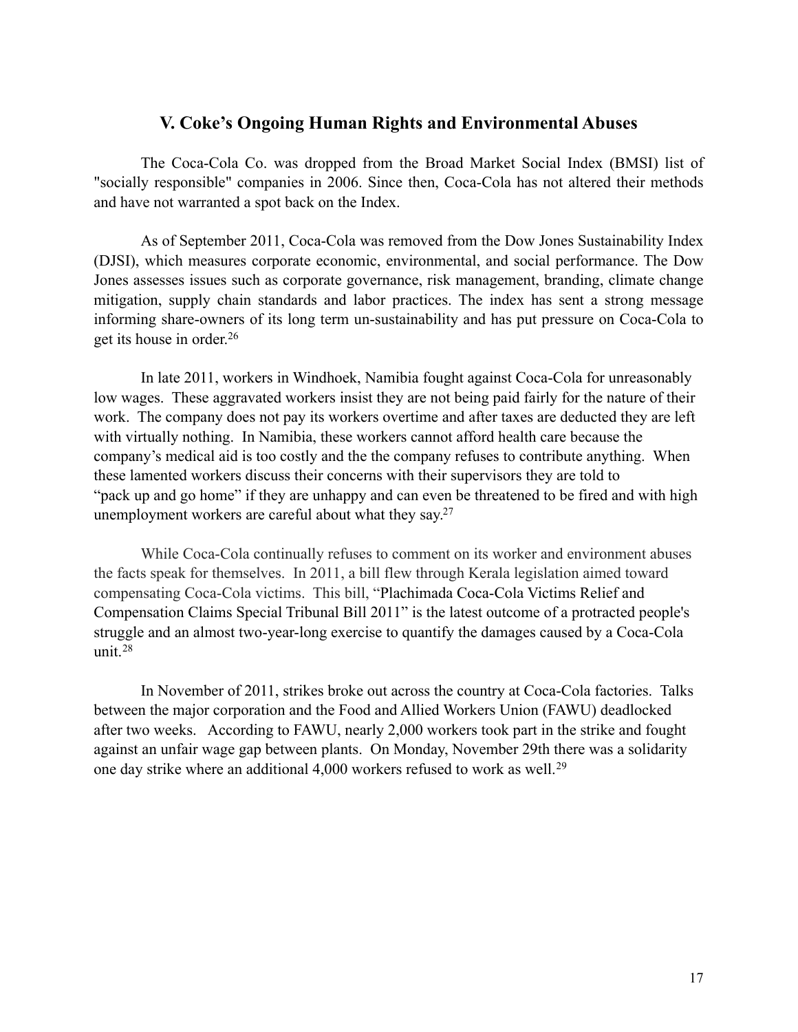## V. Coke's Ongoing Human Rights and Environmental Abuses

The Coca-Cola Co. was dropped from the Broad Market Social Index (BMSI) list of "socially responsible" companies in 2006. Since then, Coca-Cola has not altered their methods and have not warranted a spot back on the Index.

As of September 2011, Coca-Cola was removed from the Dow Jones Sustainability Index (DJSI), which measures corporate economic, environmental, and social performance. The Dow Jones assesses issues such as corporate governance, risk management, branding, climate change mitigation, supply chain standards and labor practices. The index has sent a strong message informing share-owners of its long term un-sustainability and has put pressure on Coca-Cola to get its house in order.[26]

In late 2011, workers in Windhoek, Namibia fought against Coca-Cola for unreasonably low wages. These aggravated workers insist they are not being paid fairly for the nature of their work. The company does not pay its workers overtime and after taxes are deducted they are left with virtually nothing. In Namibia, these workers cannot afford health care because the company's medical aid is too costly and the the company refuses to contribute anything. When these lamented workers discuss their concerns with their supervisors they are told to "pack up and go home" if they are unhappy and can even be threatened to be fired and with high unemployment workers are careful about what they say.[27]

While Coca-Cola continually refuses to comment on its worker and environment abuses the facts speak for themselves. In 2011, a bill flew through Kerala legislation aimed toward compensating Coca-Cola victims. This bill, "Plachimada Coca-Cola Victims Relief and Compensation Claims Special Tribunal Bill 2011" is the latest outcome of a protracted people's struggle and an almost two-year-long exercise to quantify the damages caused by a Coca-Cola unit.[28]

In November of 2011, strikes broke out across the country at Coca-Cola factories. Talks between the major corporation and the Food and Allied Workers Union (FAWU) deadlocked after two weeks. According to FAWU, nearly 2,000 workers took part in the strike and fought against an unfair wage gap between plants. On Monday, November 29th there was a solidarity one day strike where an additional 4,000 workers refused to work as well.[29]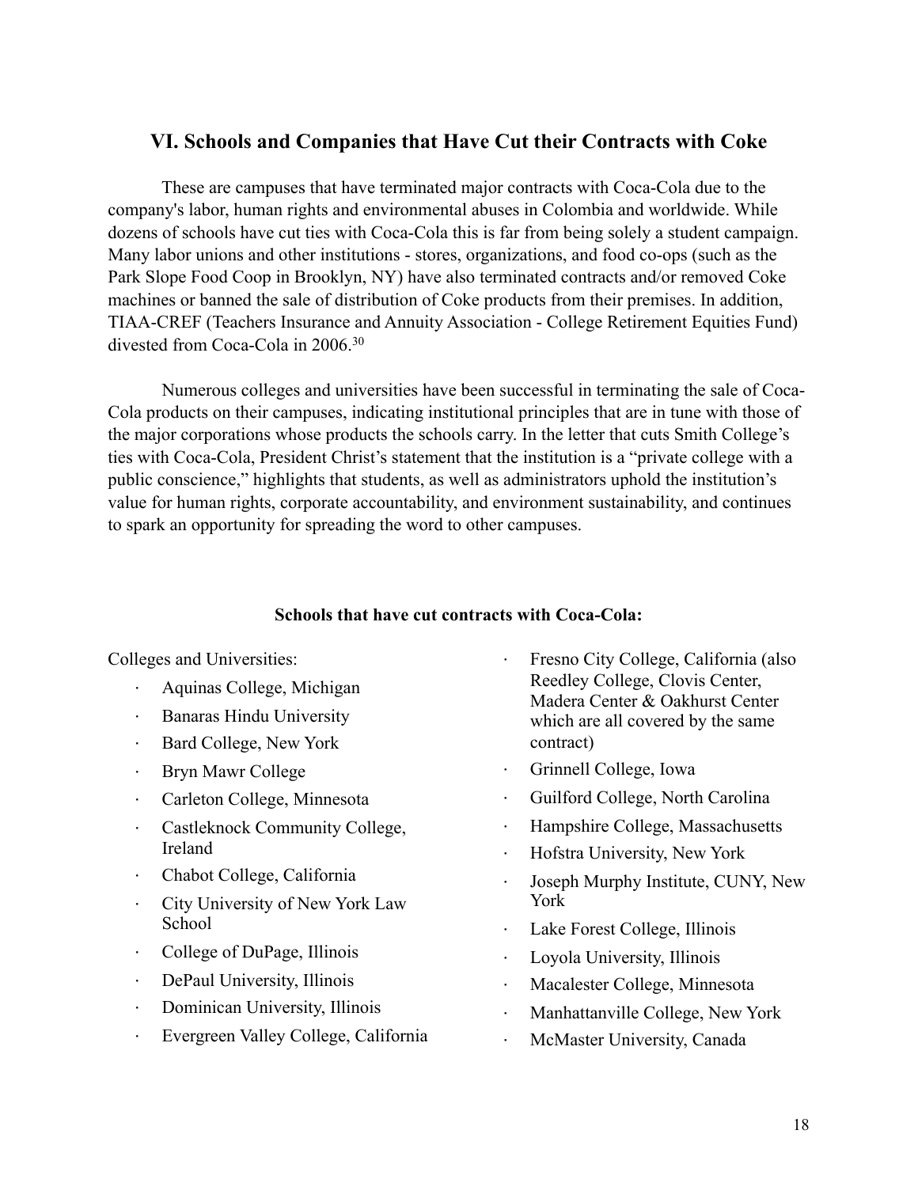## VI. Schools and Companies that Have Cut their Contracts with Coke

These are campuses that have terminated major contracts with Coca-Cola due to the company's labor, human rights and environmental abuses in Colombia and worldwide. While dozens of schools have cut ties with Coca-Cola this is far from being solely a student campaign. Many labor unions and other institutions - stores, organizations, and food co-ops (such as the Park Slope Food Coop in Brooklyn, NY) have also terminated contracts and/or removed Coke machines or banned the sale of distribution of Coke products from their premises. In addition, TIAA-CREF (Teachers Insurance and Annuity Association - College Retirement Equities Fund) divested from Coca-Cola in 2006.[30]

Numerous colleges and universities have been successful in terminating the sale of Coca-Cola products on their campuses, indicating institutional principles that are in tune with those of the major corporations whose products the schools carry. In the letter that cuts Smith College's ties with Coca-Cola, President Christ's statement that the institution is a "private college with a public conscience," highlights that students, as well as administrators uphold the institution's value for human rights, corporate accountability, and environment sustainability, and continues to spark an opportunity for spreading the word to other campuses.

**Schools that have cut contracts with Coca-Cola:**

Colleges and Universities:

- Aquinas College, Michigan
- Banaras Hindu University
- Bard College, New York
- Bryn Mawr College
- Carleton College, Minnesota
- Castleknock Community College, Ireland
- Chabot College, California
- City University of New York Law School
- College of DuPage, Illinois
- DePaul University, Illinois
- Dominican University, Illinois
- Evergreen Valley College, California
- Fresno City College, California (also Reedley College, Clovis Center, Madera Center & Oakhurst Center which are all covered by the same contract)
- Grinnell College, Iowa
- Guilford College, North Carolina
- Hampshire College, Massachusetts
- Hofstra University, New York
- Joseph Murphy Institute, CUNY, New York
- Lake Forest College, Illinois
- Loyola University, Illinois
- Macalester College, Minnesota
- Manhattanville College, New York
- McMaster University, Canada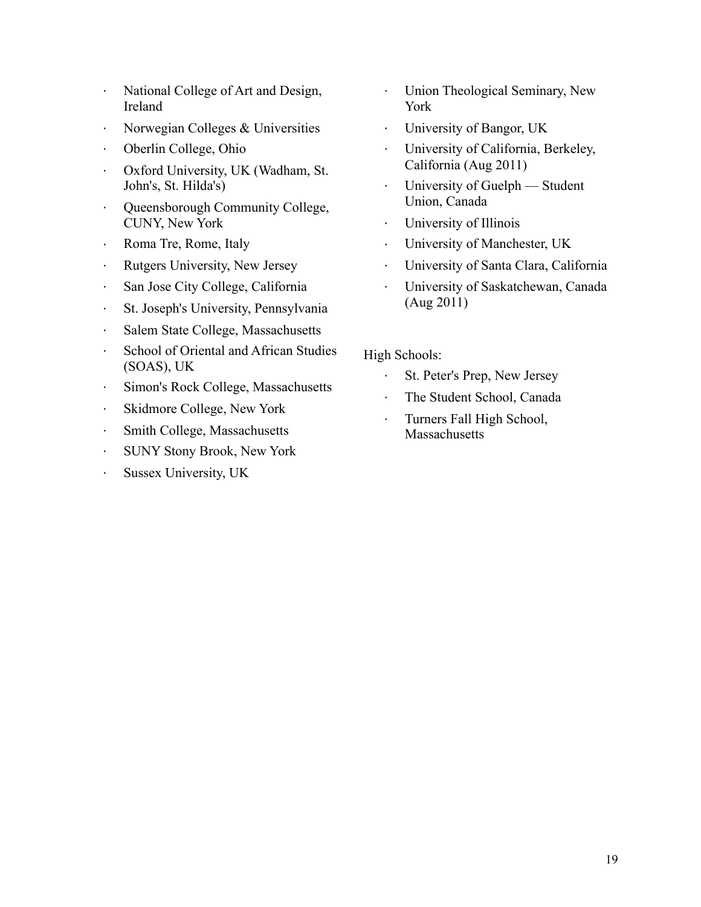- National College of Art and Design, Ireland
- Norwegian Colleges & Universities
- Oberlin College, Ohio
- Oxford University, UK (Wadham, St. John's, St. Hilda's)
- Queensborough Community College, CUNY, New York
- Roma Tre, Rome, Italy
- Rutgers University, New Jersey
- San Jose City College, California
- St. Joseph's University, Pennsylvania
- Salem State College, Massachusetts
- School of Oriental and African Studies (SOAS), UK
- Simon's Rock College, Massachusetts
- Skidmore College, New York
- Smith College, Massachusetts
- SUNY Stony Brook, New York
- Sussex University, UK
- Union Theological Seminary, New York
- University of Bangor, UK
- University of California, Berkeley, California (Aug 2011)
- University of Guelph — Student Union, Canada
- University of Illinois
- University of Manchester, UK
- University of Santa Clara, California
- University of Saskatchewan, Canada (Aug 2011)

High Schools:

- St. Peter's Prep, New Jersey
- The Student School, Canada
- Turners Fall High School, Massachusetts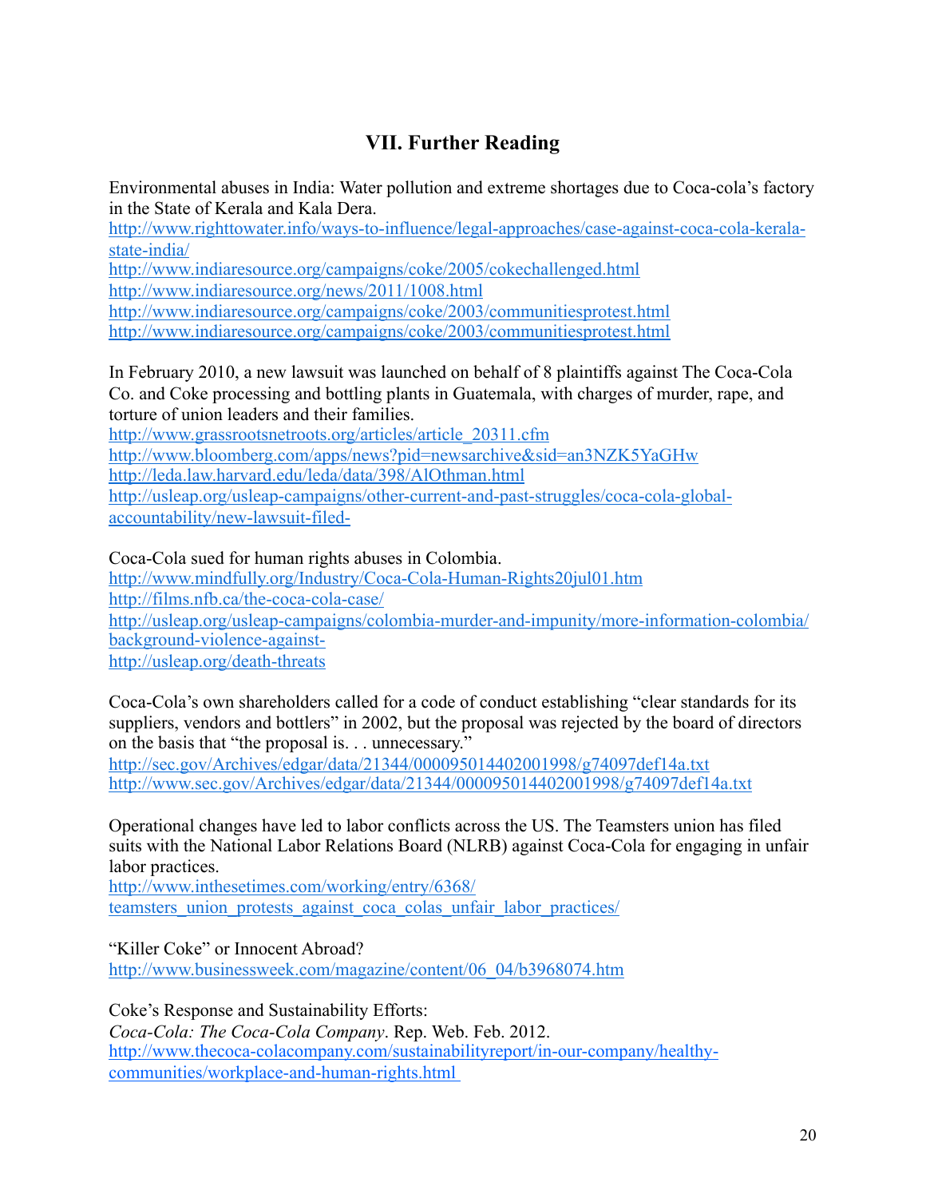## VII. Further Reading

Environmental abuses in India: Water pollution and extreme shortages due to Coca-cola's factory in the State of Kerala and Kala Dera.

http://www.righttowater.info/ways-to-influence/legal-approaches/case-against-coca-cola-kerala-state-india/
http://www.indiaresource.org/campaigns/coke/2005/cokechallenged.html
http://www.indiaresource.org/news/2011/1008.html
http://www.indiaresource.org/campaigns/coke/2003/communitiesprotest.html
http://www.indiaresource.org/campaigns/coke/2003/communitiesprotest.html

In February 2010, a new lawsuit was launched on behalf of 8 plaintiffs against The Coca-Cola Co. and Coke processing and bottling plants in Guatemala, with charges of murder, rape, and torture of union leaders and their families.

http://www.grassrootsnetroots.org/articles/article_20311.cfm
http://www.bloomberg.com/apps/news?pid=newsarchive&sid=an3NZK5YaGHw
http://leda.law.harvard.edu/leda/data/398/AlOthman.html
http://usleap.org/usleap-campaigns/other-current-and-past-struggles/coca-cola-global-accountability/new-lawsuit-filed-

Coca-Cola sued for human rights abuses in Colombia.

http://www.mindfully.org/Industry/Coca-Cola-Human-Rights20jul01.htm
http://films.nfb.ca/the-coca-cola-case/
http://usleap.org/usleap-campaigns/colombia-murder-and-impunity/more-information-colombia/background-violence-against-
http://usleap.org/death-threats

Coca-Cola's own shareholders called for a code of conduct establishing "clear standards for its suppliers, vendors and bottlers" in 2002, but the proposal was rejected by the board of directors on the basis that "the proposal is. . . unnecessary."

http://sec.gov/Archives/edgar/data/21344/000095014402001998/g74097def14a.txt
http://www.sec.gov/Archives/edgar/data/21344/000095014402001998/g74097def14a.txt

Operational changes have led to labor conflicts across the US. The Teamsters union has filed suits with the National Labor Relations Board (NLRB) against Coca-Cola for engaging in unfair labor practices.

http://www.inthesetimes.com/working/entry/6368/teamsters_union_protests_against_coca_colas_unfair_labor_practices/

"Killer Coke" or Innocent Abroad?

http://www.businessweek.com/magazine/content/06_04/b3968074.htm

Coke's Response and Sustainability Efforts:

*Coca-Cola: The Coca-Cola Company*. Rep. Web. Feb. 2012.

http://www.thecoca-colacompany.com/sustainabilityreport/in-our-company/healthy-communities/workplace-and-human-rights.html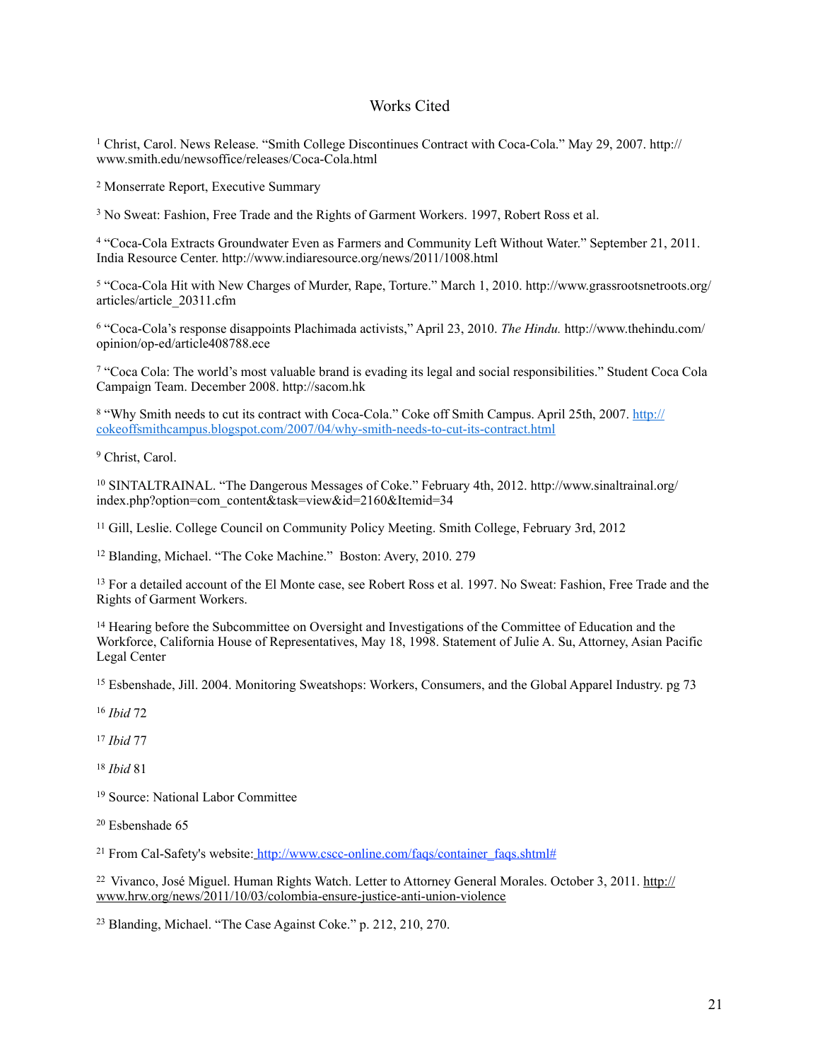# Works Cited

[1] Christ, Carol. News Release. "Smith College Discontinues Contract with Coca-Cola." May 29, 2007. http://www.smith.edu/newsoffice/releases/Coca-Cola.html

[2] Monserrate Report, Executive Summary

[3] No Sweat: Fashion, Free Trade and the Rights of Garment Workers. 1997, Robert Ross et al.

[4] "Coca-Cola Extracts Groundwater Even as Farmers and Community Left Without Water." September 21, 2011. India Resource Center. http://www.indiaresource.org/news/2011/1008.html

[5] "Coca-Cola Hit with New Charges of Murder, Rape, Torture." March 1, 2010. http://www.grassrootsnetroots.org/articles/article_20311.cfm

[6] "Coca-Cola's response disappoints Plachimada activists," April 23, 2010. *The Hindu.* http://www.thehindu.com/opinion/op-ed/article408788.ece

[7] "Coca Cola: The world's most valuable brand is evading its legal and social responsibilities." Student Coca Cola Campaign Team. December 2008. http://sacom.hk

[8] "Why Smith needs to cut its contract with Coca-Cola." Coke off Smith Campus. April 25th, 2007. http://cokeoffsmithcampus.blogspot.com/2007/04/why-smith-needs-to-cut-its-contract.html

[9] Christ, Carol.

[10] SINTALTRAINAL. "The Dangerous Messages of Coke." February 4th, 2012. http://www.sinaltrainal.org/index.php?option=com_content&task=view&id=2160&Itemid=34

[11] Gill, Leslie. College Council on Community Policy Meeting. Smith College, February 3rd, 2012

[12] Blanding, Michael. "The Coke Machine." Boston: Avery, 2010. 279

[13] For a detailed account of the El Monte case, see Robert Ross et al. 1997. No Sweat: Fashion, Free Trade and the Rights of Garment Workers.

[14] Hearing before the Subcommittee on Oversight and Investigations of the Committee of Education and the Workforce, California House of Representatives, May 18, 1998. Statement of Julie A. Su, Attorney, Asian Pacific Legal Center

[15] Esbenshade, Jill. 2004. Monitoring Sweatshops: Workers, Consumers, and the Global Apparel Industry. pg 73

[16] *Ibid* 72

[17] *Ibid* 77

[18] *Ibid* 81

[19] Source: National Labor Committee

[20] Esbenshade 65

[21] From Cal-Safety's website: http://www.cscc-online.com/faqs/container_faqs.shtml#

[22] Vivanco, José Miguel. Human Rights Watch. Letter to Attorney General Morales. October 3, 2011. http://www.hrw.org/news/2011/10/03/colombia-ensure-justice-anti-union-violence

[23] Blanding, Michael. "The Case Against Coke." p. 212, 210, 270.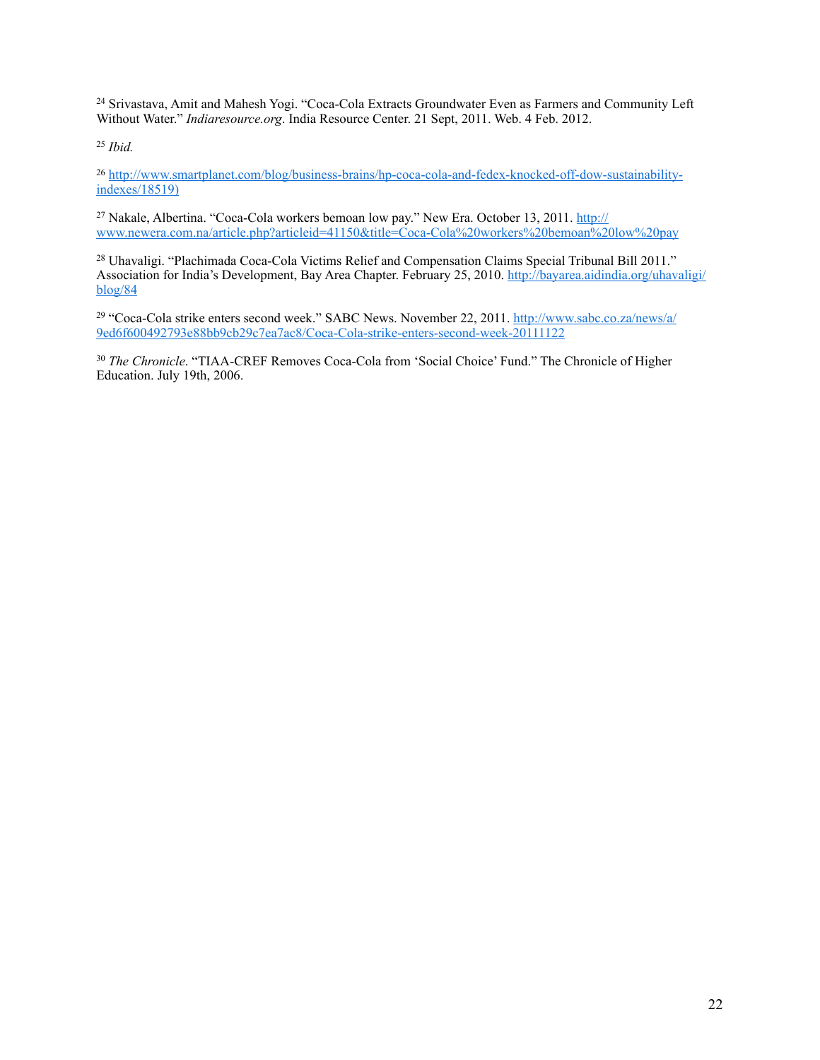[24] Srivastava, Amit and Mahesh Yogi. "Coca-Cola Extracts Groundwater Even as Farmers and Community Left Without Water." *Indiaresource.org*. India Resource Center. 21 Sept, 2011. Web. 4 Feb. 2012.

[25] *Ibid.*

[26] http://www.smartplanet.com/blog/business-brains/hp-coca-cola-and-fedex-knocked-off-dow-sustainability-indexes/18519)

[27] Nakale, Albertina. "Coca-Cola workers bemoan low pay." New Era. October 13, 2011. http://www.newera.com.na/article.php?articleid=41150&title=Coca-Cola%20workers%20bemoan%20low%20pay

[28] Uhavaligi. "Plachimada Coca-Cola Victims Relief and Compensation Claims Special Tribunal Bill 2011." Association for India's Development, Bay Area Chapter. February 25, 2010. http://bayarea.aidindia.org/uhavaligi/blog/84

[29] "Coca-Cola strike enters second week." SABC News. November 22, 2011. http://www.sabc.co.za/news/a/9ed6f600492793e88bb9cb29c7ea7ac8/Coca-Cola-strike-enters-second-week-20111122

[30] *The Chronicle*. "TIAA-CREF Removes Coca-Cola from 'Social Choice' Fund." The Chronicle of Higher Education. July 19th, 2006.